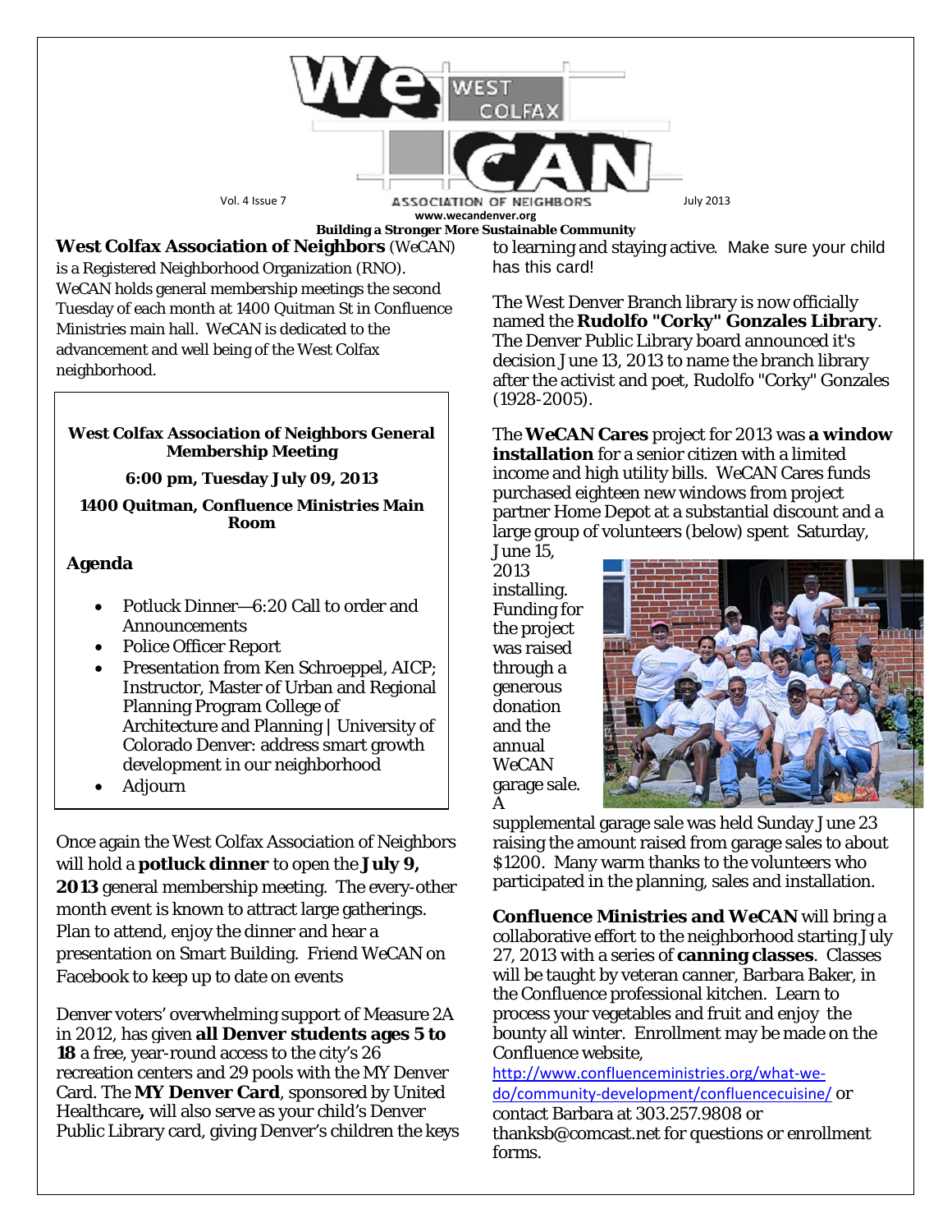# WeCAN — West Colfax Association of Neighbors

Vol. 4 Issue 7 July 2013

www.wecandenver.org

**Building a Stronger More Sustainable Community**

**West Colfax Association of Neighbors** (WeCAN) is a Registered Neighborhood Organization (RNO). WeCAN holds general membership meetings the second Tuesday of each month at 1400 Quitman St in Confluence Ministries main hall. WeCAN is dedicated to the advancement and well being of the West Colfax neighborhood.

**West Colfax Association of Neighbors General Membership Meeting**

**6:00 pm, Tuesday July 09, 2013**

**1400 Quitman, Confluence Ministries Main Room**

**Agenda**

- Potluck Dinner—6:20 Call to order and Announcements
- Police Officer Report
- Presentation from Ken Schroeppel, AICP; Instructor, Master of Urban and Regional Planning Program College of Architecture and Planning | University of Colorado Denver: address smart growth development in our neighborhood
- Adjourn

Once again the West Colfax Association of Neighbors will hold a **potluck dinner** to open the **July 9, 2013** general membership meeting. The every-other month event is known to attract large gatherings. Plan to attend, enjoy the dinner and hear a presentation on Smart Building. Friend WeCAN on Facebook to keep up to date on events

Denver voters' overwhelming support of Measure 2A in 2012, has given **all Denver students ages 5 to 18** a free, year-round access to the city's 26 recreation centers and 29 pools with the MY Denver Card. The **MY Denver Card**, sponsored by United Healthcare**,** will also serve as your child's Denver Public Library card, giving Denver's children the keys to learning and staying active. Make sure your child has this card!

The West Denver Branch library is now officially named the **Rudolfo "Corky" Gonzales Library**. The Denver Public Library board announced it's decision June 13, 2013 to name the branch library after the activist and poet, Rudolfo "Corky" Gonzales (1928-2005).

The **WeCAN Cares** project for 2013 was **a window installation** for a senior citizen with a limited income and high utility bills. WeCAN Cares funds purchased eighteen new windows from project partner Home Depot at a substantial discount and a large group of volunteers (below) spent Saturday, June 15, 2013 installing. Funding for the project was raised through a generous donation and the annual WeCAN garage sale. A supplemental garage sale was held Sunday June 23 raising the amount raised from garage sales to about $1200. Many warm thanks to the volunteers who participated in the planning, sales and installation.

**Confluence Ministries and WeCAN** will bring a collaborative effort to the neighborhood starting July 27, 2013 with a series of **canning classes**. Classes will be taught by veteran canner, Barbara Baker, in the Confluence professional kitchen. Learn to process your vegetables and fruit and enjoy the bounty all winter. Enrollment may be made on the Confluence website, http://www.confluenceministries.org/what-we-do/community-development/confluencecuisine/ or contact Barbara at 303.257.9808 or thanksb@comcast.net for questions or enrollment forms.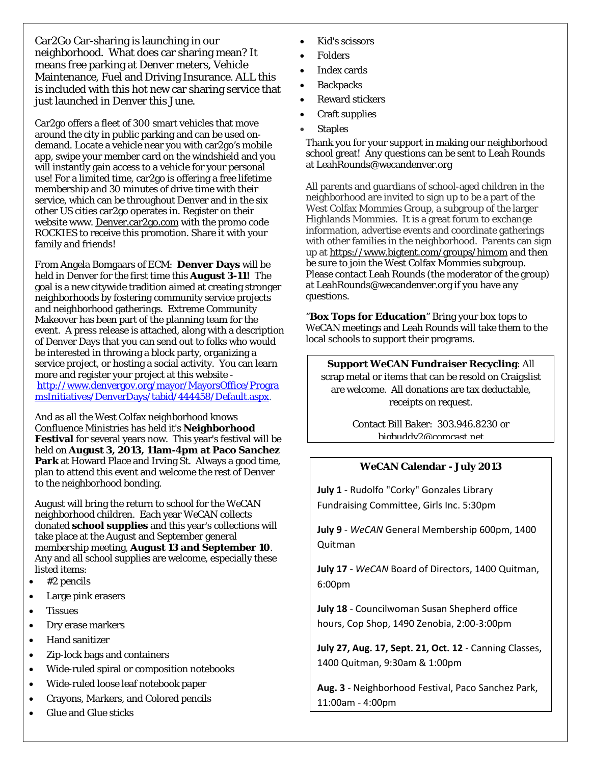Car2Go Car-sharing is launching in our neighborhood. What does car sharing mean? It means free parking at Denver meters, Vehicle Maintenance, Fuel and Driving Insurance. ALL this is included with this hot new car sharing service that just launched in Denver this June.

Car2go offers a fleet of 300 smart vehicles that move around the city in public parking and can be used on-demand. Locate a vehicle near you with car2go's mobile app, swipe your member card on the windshield and you will instantly gain access to a vehicle for your personal use! For a limited time, car2go is offering a free lifetime membership and 30 minutes of drive time with their service, which can be throughout Denver and in the six other US cities car2go operates in. Register on their website www. Denver.car2go.com with the promo code ROCKIES to receive this promotion. Share it with your family and friends!

From Angela Bomgaars of ECM: **Denver Days** will be held in Denver for the first time this **August 3-11!** The goal is a new citywide tradition aimed at creating stronger neighborhoods by fostering community service projects and neighborhood gatherings. Extreme Community Makeover has been part of the planning team for the event. A press release is attached, along with a description of Denver Days that you can send out to folks who would be interested in throwing a block party, organizing a service project, or hosting a social activity. You can learn more and register your project at this website - http://www.denvergov.org/mayor/MayorsOffice/ProgramsInitiatives/DenverDays/tabid/444458/Default.aspx.

And as all the West Colfax neighborhood knows Confluence Ministries has held it's **Neighborhood Festival** for several years now. This year's festival will be held on **August 3, 2013, 11am-4pm at Paco Sanchez Park** at Howard Place and Irving St. Always a good time, plan to attend this event and welcome the rest of Denver to the neighborhood bonding.

August will bring the return to school for the WeCAN neighborhood children. Each year WeCAN collects donated **school supplies** and this year's collections will take place at the August and September general membership meeting, **August 13 and September 10**. Any and all school supplies are welcome, especially these listed items:

- #2 pencils
- Large pink erasers
- Tissues
- Dry erase markers
- Hand sanitizer
- Zip-lock bags and containers
- Wide-ruled spiral or composition notebooks
- Wide-ruled loose leaf notebook paper
- Crayons, Markers, and Colored pencils
- Glue and Glue sticks
- Kid's scissors
- Folders
- Index cards
- Backpacks
- Reward stickers
- Craft supplies
- Staples

Thank you for your support in making our neighborhood school great! Any questions can be sent to Leah Rounds at LeahRounds@wecandenver.org

All parents and guardians of school-aged children in the neighborhood are invited to sign up to be a part of the West Colfax Mommies Group, a subgroup of the larger Highlands Mommies. It is a great forum to exchange information, advertise events and coordinate gatherings with other families in the neighborhood. Parents can sign up at https://www.bigtent.com/groups/himom and then be sure to join the West Colfax Mommies subgroup. Please contact Leah Rounds (the moderator of the group) at LeahRounds@wecandenver.org if you have any questions.

"**Box Tops for Education**" Bring your box tops to WeCAN meetings and Leah Rounds will take them to the local schools to support their programs.

**Support WeCAN Fundraiser Recycling**: All scrap metal or items that can be resold on Craigslist are welcome. All donations are tax deductable, receipts on request.

Contact Bill Baker: 303.946.8230 or bigbuddy2@comcast.net

**WeCAN Calendar - July 2013**

**July 1** - Rudolfo "Corky" Gonzales Library Fundraising Committee, Girls Inc. 5:30pm

**July 9** - *WeCAN* General Membership 600pm, 1400 Quitman

**July 17** - *WeCAN* Board of Directors, 1400 Quitman, 6:00pm

**July 18** - Councilwoman Susan Shepherd office hours, Cop Shop, 1490 Zenobia, 2:00-3:00pm

**July 27, Aug. 17, Sept. 21, Oct. 12** - Canning Classes, 1400 Quitman, 9:30am & 1:00pm

**Aug. 3** - Neighborhood Festival, Paco Sanchez Park, 11:00am - 4:00pm